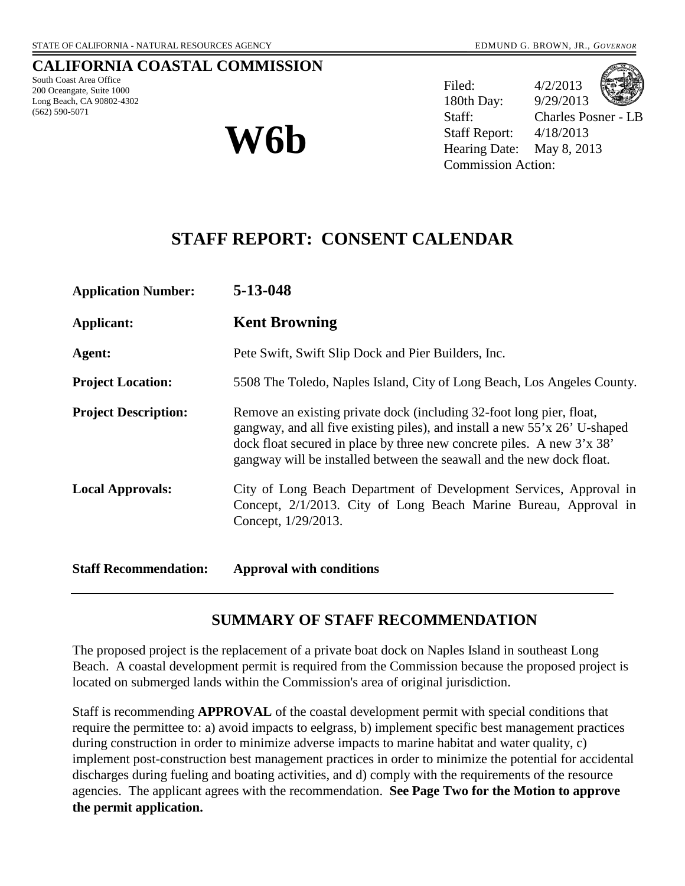STATE OF CALIFORNIA - NATURAL RESOURCES AGENCY EDMUND G. BROWN, JR., *GOVERNOR*

# CALIFORNIA COASTAL COMMISSION

South Coast Area Office
200 Oceangate, Suite 1000
Long Beach, CA 90802-4302
(562) 590-5071

# W6b

Filed: 4/2/2013
180th Day: 9/29/2013
Staff: Charles Posner - LB
Staff Report: 4/18/2013
Hearing Date: May 8, 2013
Commission Action:

## STAFF REPORT: CONSENT CALENDAR

**Application Number:** **5-13-048**

**Applicant:** **Kent Browning**

**Agent:** Pete Swift, Swift Slip Dock and Pier Builders, Inc.

**Project Location:** 5508 The Toledo, Naples Island, City of Long Beach, Los Angeles County.

**Project Description:** Remove an existing private dock (including 32-foot long pier, float, gangway, and all five existing piles), and install a new 55'x 26' U-shaped dock float secured in place by three new concrete piles. A new 3'x 38' gangway will be installed between the seawall and the new dock float.

**Local Approvals:** City of Long Beach Department of Development Services, Approval in Concept, 2/1/2013. City of Long Beach Marine Bureau, Approval in Concept, 1/29/2013.

**Staff Recommendation:** **Approval with conditions**

---

## SUMMARY OF STAFF RECOMMENDATION

The proposed project is the replacement of a private boat dock on Naples Island in southeast Long Beach. A coastal development permit is required from the Commission because the proposed project is located on submerged lands within the Commission's area of original jurisdiction.

Staff is recommending **APPROVAL** of the coastal development permit with special conditions that require the permittee to: a) avoid impacts to eelgrass, b) implement specific best management practices during construction in order to minimize adverse impacts to marine habitat and water quality, c) implement post-construction best management practices in order to minimize the potential for accidental discharges during fueling and boating activities, and d) comply with the requirements of the resource agencies. The applicant agrees with the recommendation. **See Page Two for the Motion to approve the permit application.**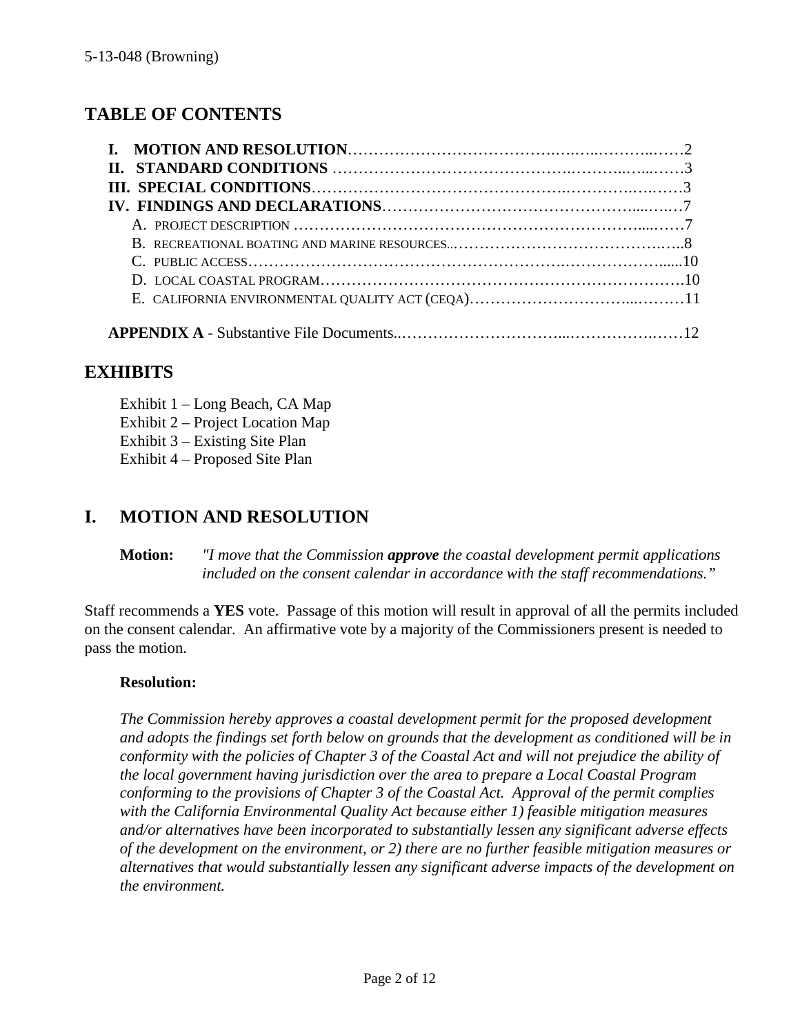## TABLE OF CONTENTS

**I. MOTION AND RESOLUTION**……………………………………………………………2
**II. STANDARD CONDITIONS** ……………………………………………………………3
**III. SPECIAL CONDITIONS**……………………………………………………………3
**IV. FINDINGS AND DECLARATIONS**……………………………………………………7
- A. PROJECT DESCRIPTION ……………………………………………………………7
- B. RECREATIONAL BOATING AND MARINE RESOURCES..……………………………8
- C. PUBLIC ACCESS……………………………………………………………………10
- D. LOCAL COASTAL PROGRAM……………………………………………………….10
- E. CALIFORNIA ENVIRONMENTAL QUALITY ACT (CEQA)……………………………11

**APPENDIX A** - Substantive File Documents..………………………………………………12

## EXHIBITS

Exhibit 1 – Long Beach, CA Map
Exhibit 2 – Project Location Map
Exhibit 3 – Existing Site Plan
Exhibit 4 – Proposed Site Plan

## I. MOTION AND RESOLUTION

**Motion:** *"I move that the Commission* ***approve*** *the coastal development permit applications included on the consent calendar in accordance with the staff recommendations."*

Staff recommends a **YES** vote. Passage of this motion will result in approval of all the permits included on the consent calendar. An affirmative vote by a majority of the Commissioners present is needed to pass the motion.

**Resolution:**

*The Commission hereby approves a coastal development permit for the proposed development and adopts the findings set forth below on grounds that the development as conditioned will be in conformity with the policies of Chapter 3 of the Coastal Act and will not prejudice the ability of the local government having jurisdiction over the area to prepare a Local Coastal Program conforming to the provisions of Chapter 3 of the Coastal Act. Approval of the permit complies with the California Environmental Quality Act because either 1) feasible mitigation measures and/or alternatives have been incorporated to substantially lessen any significant adverse effects of the development on the environment, or 2) there are no further feasible mitigation measures or alternatives that would substantially lessen any significant adverse impacts of the development on the environment.*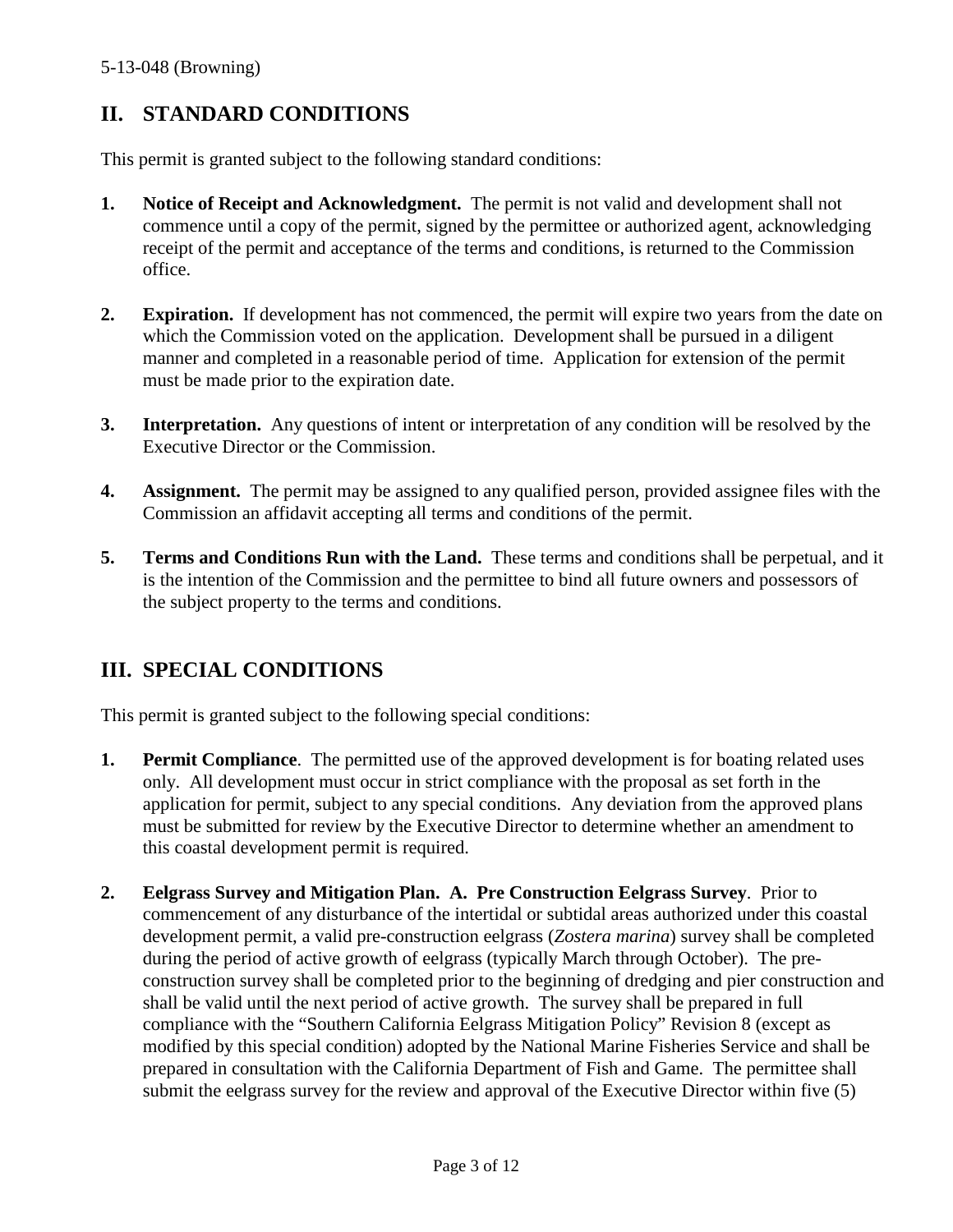## II. STANDARD CONDITIONS

This permit is granted subject to the following standard conditions:

1. **Notice of Receipt and Acknowledgment.** The permit is not valid and development shall not commence until a copy of the permit, signed by the permittee or authorized agent, acknowledging receipt of the permit and acceptance of the terms and conditions, is returned to the Commission office.

2. **Expiration.** If development has not commenced, the permit will expire two years from the date on which the Commission voted on the application. Development shall be pursued in a diligent manner and completed in a reasonable period of time. Application for extension of the permit must be made prior to the expiration date.

3. **Interpretation.** Any questions of intent or interpretation of any condition will be resolved by the Executive Director or the Commission.

4. **Assignment.** The permit may be assigned to any qualified person, provided assignee files with the Commission an affidavit accepting all terms and conditions of the permit.

5. **Terms and Conditions Run with the Land.** These terms and conditions shall be perpetual, and it is the intention of the Commission and the permittee to bind all future owners and possessors of the subject property to the terms and conditions.

## III. SPECIAL CONDITIONS

This permit is granted subject to the following special conditions:

1. **Permit Compliance**. The permitted use of the approved development is for boating related uses only. All development must occur in strict compliance with the proposal as set forth in the application for permit, subject to any special conditions. Any deviation from the approved plans must be submitted for review by the Executive Director to determine whether an amendment to this coastal development permit is required.

2. **Eelgrass Survey and Mitigation Plan. A. Pre Construction Eelgrass Survey**. Prior to commencement of any disturbance of the intertidal or subtidal areas authorized under this coastal development permit, a valid pre-construction eelgrass (*Zostera marina*) survey shall be completed during the period of active growth of eelgrass (typically March through October). The pre-construction survey shall be completed prior to the beginning of dredging and pier construction and shall be valid until the next period of active growth. The survey shall be prepared in full compliance with the "Southern California Eelgrass Mitigation Policy" Revision 8 (except as modified by this special condition) adopted by the National Marine Fisheries Service and shall be prepared in consultation with the California Department of Fish and Game. The permittee shall submit the eelgrass survey for the review and approval of the Executive Director within five (5)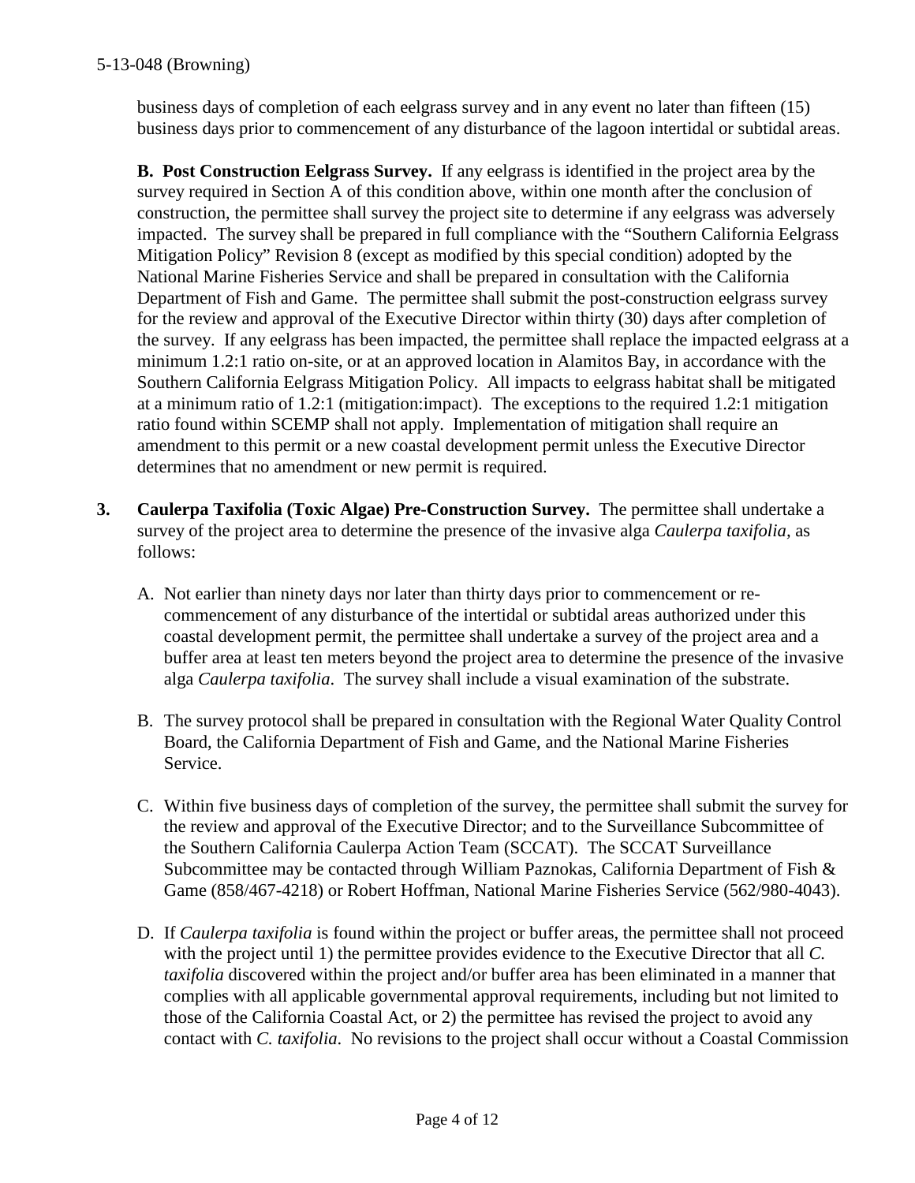business days of completion of each eelgrass survey and in any event no later than fifteen (15) business days prior to commencement of any disturbance of the lagoon intertidal or subtidal areas.

**B. Post Construction Eelgrass Survey.** If any eelgrass is identified in the project area by the survey required in Section A of this condition above, within one month after the conclusion of construction, the permittee shall survey the project site to determine if any eelgrass was adversely impacted. The survey shall be prepared in full compliance with the "Southern California Eelgrass Mitigation Policy" Revision 8 (except as modified by this special condition) adopted by the National Marine Fisheries Service and shall be prepared in consultation with the California Department of Fish and Game. The permittee shall submit the post-construction eelgrass survey for the review and approval of the Executive Director within thirty (30) days after completion of the survey. If any eelgrass has been impacted, the permittee shall replace the impacted eelgrass at a minimum 1.2:1 ratio on-site, or at an approved location in Alamitos Bay, in accordance with the Southern California Eelgrass Mitigation Policy. All impacts to eelgrass habitat shall be mitigated at a minimum ratio of 1.2:1 (mitigation:impact). The exceptions to the required 1.2:1 mitigation ratio found within SCEMP shall not apply. Implementation of mitigation shall require an amendment to this permit or a new coastal development permit unless the Executive Director determines that no amendment or new permit is required.

3. **Caulerpa Taxifolia (Toxic Algae) Pre-Construction Survey.** The permittee shall undertake a survey of the project area to determine the presence of the invasive alga *Caulerpa taxifolia,* as follows:

   A. Not earlier than ninety days nor later than thirty days prior to commencement or re-commencement of any disturbance of the intertidal or subtidal areas authorized under this coastal development permit, the permittee shall undertake a survey of the project area and a buffer area at least ten meters beyond the project area to determine the presence of the invasive alga *Caulerpa taxifolia*. The survey shall include a visual examination of the substrate.

   B. The survey protocol shall be prepared in consultation with the Regional Water Quality Control Board, the California Department of Fish and Game, and the National Marine Fisheries Service.

   C. Within five business days of completion of the survey, the permittee shall submit the survey for the review and approval of the Executive Director; and to the Surveillance Subcommittee of the Southern California Caulerpa Action Team (SCCAT). The SCCAT Surveillance Subcommittee may be contacted through William Paznokas, California Department of Fish & Game (858/467-4218) or Robert Hoffman, National Marine Fisheries Service (562/980-4043).

   D. If *Caulerpa taxifolia* is found within the project or buffer areas, the permittee shall not proceed with the project until 1) the permittee provides evidence to the Executive Director that all *C. taxifolia* discovered within the project and/or buffer area has been eliminated in a manner that complies with all applicable governmental approval requirements, including but not limited to those of the California Coastal Act, or 2) the permittee has revised the project to avoid any contact with *C. taxifolia*. No revisions to the project shall occur without a Coastal Commission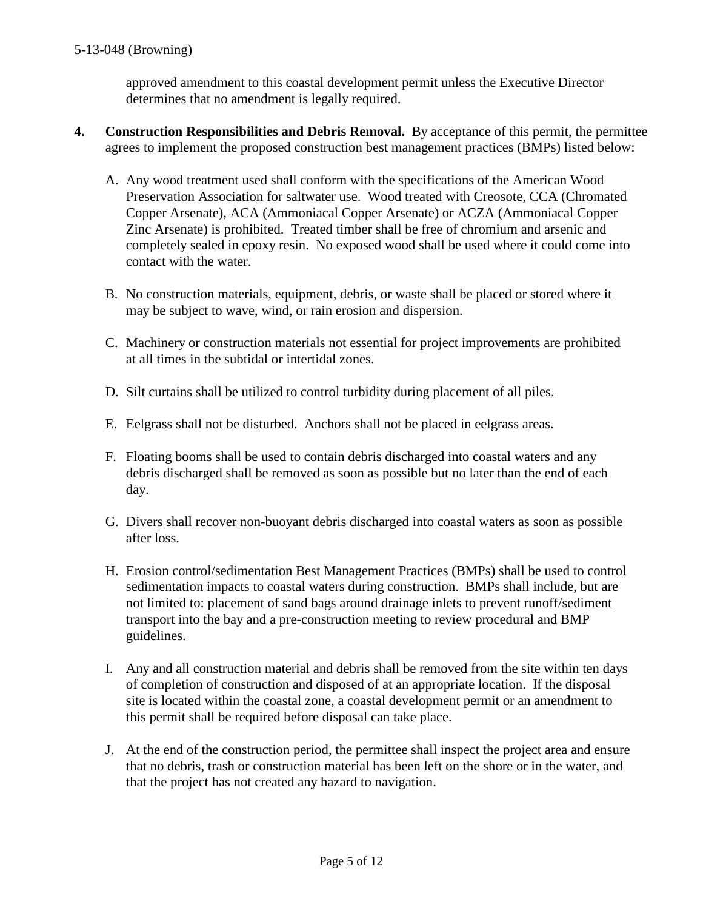approved amendment to this coastal development permit unless the Executive Director determines that no amendment is legally required.

4. **Construction Responsibilities and Debris Removal.** By acceptance of this permit, the permittee agrees to implement the proposed construction best management practices (BMPs) listed below:

   A. Any wood treatment used shall conform with the specifications of the American Wood Preservation Association for saltwater use. Wood treated with Creosote, CCA (Chromated Copper Arsenate), ACA (Ammoniacal Copper Arsenate) or ACZA (Ammoniacal Copper Zinc Arsenate) is prohibited. Treated timber shall be free of chromium and arsenic and completely sealed in epoxy resin. No exposed wood shall be used where it could come into contact with the water.

   B. No construction materials, equipment, debris, or waste shall be placed or stored where it may be subject to wave, wind, or rain erosion and dispersion.

   C. Machinery or construction materials not essential for project improvements are prohibited at all times in the subtidal or intertidal zones.

   D. Silt curtains shall be utilized to control turbidity during placement of all piles.

   E. Eelgrass shall not be disturbed. Anchors shall not be placed in eelgrass areas.

   F. Floating booms shall be used to contain debris discharged into coastal waters and any debris discharged shall be removed as soon as possible but no later than the end of each day.

   G. Divers shall recover non-buoyant debris discharged into coastal waters as soon as possible after loss.

   H. Erosion control/sedimentation Best Management Practices (BMPs) shall be used to control sedimentation impacts to coastal waters during construction. BMPs shall include, but are not limited to: placement of sand bags around drainage inlets to prevent runoff/sediment transport into the bay and a pre-construction meeting to review procedural and BMP guidelines.

   I. Any and all construction material and debris shall be removed from the site within ten days of completion of construction and disposed of at an appropriate location. If the disposal site is located within the coastal zone, a coastal development permit or an amendment to this permit shall be required before disposal can take place.

   J. At the end of the construction period, the permittee shall inspect the project area and ensure that no debris, trash or construction material has been left on the shore or in the water, and that the project has not created any hazard to navigation.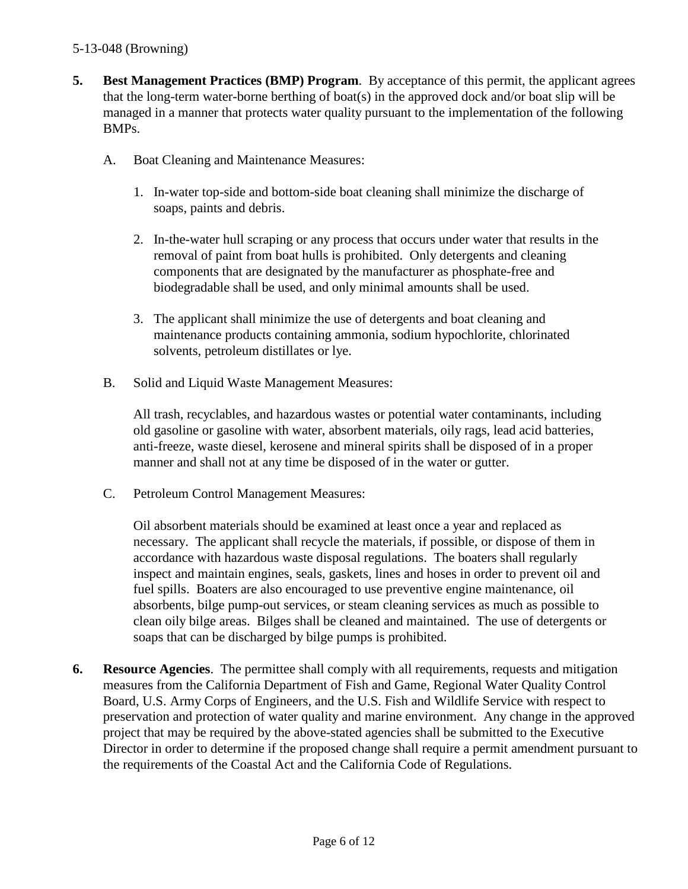5. **Best Management Practices (BMP) Program**. By acceptance of this permit, the applicant agrees that the long-term water-borne berthing of boat(s) in the approved dock and/or boat slip will be managed in a manner that protects water quality pursuant to the implementation of the following BMPs.

   A. Boat Cleaning and Maintenance Measures:

      1. In-water top-side and bottom-side boat cleaning shall minimize the discharge of soaps, paints and debris.

      2. In-the-water hull scraping or any process that occurs under water that results in the removal of paint from boat hulls is prohibited. Only detergents and cleaning components that are designated by the manufacturer as phosphate-free and biodegradable shall be used, and only minimal amounts shall be used.

      3. The applicant shall minimize the use of detergents and boat cleaning and maintenance products containing ammonia, sodium hypochlorite, chlorinated solvents, petroleum distillates or lye.

   B. Solid and Liquid Waste Management Measures:

      All trash, recyclables, and hazardous wastes or potential water contaminants, including old gasoline or gasoline with water, absorbent materials, oily rags, lead acid batteries, anti-freeze, waste diesel, kerosene and mineral spirits shall be disposed of in a proper manner and shall not at any time be disposed of in the water or gutter.

   C. Petroleum Control Management Measures:

      Oil absorbent materials should be examined at least once a year and replaced as necessary. The applicant shall recycle the materials, if possible, or dispose of them in accordance with hazardous waste disposal regulations. The boaters shall regularly inspect and maintain engines, seals, gaskets, lines and hoses in order to prevent oil and fuel spills. Boaters are also encouraged to use preventive engine maintenance, oil absorbents, bilge pump-out services, or steam cleaning services as much as possible to clean oily bilge areas. Bilges shall be cleaned and maintained. The use of detergents or soaps that can be discharged by bilge pumps is prohibited.

6. **Resource Agencies**. The permittee shall comply with all requirements, requests and mitigation measures from the California Department of Fish and Game, Regional Water Quality Control Board, U.S. Army Corps of Engineers, and the U.S. Fish and Wildlife Service with respect to preservation and protection of water quality and marine environment. Any change in the approved project that may be required by the above-stated agencies shall be submitted to the Executive Director in order to determine if the proposed change shall require a permit amendment pursuant to the requirements of the Coastal Act and the California Code of Regulations.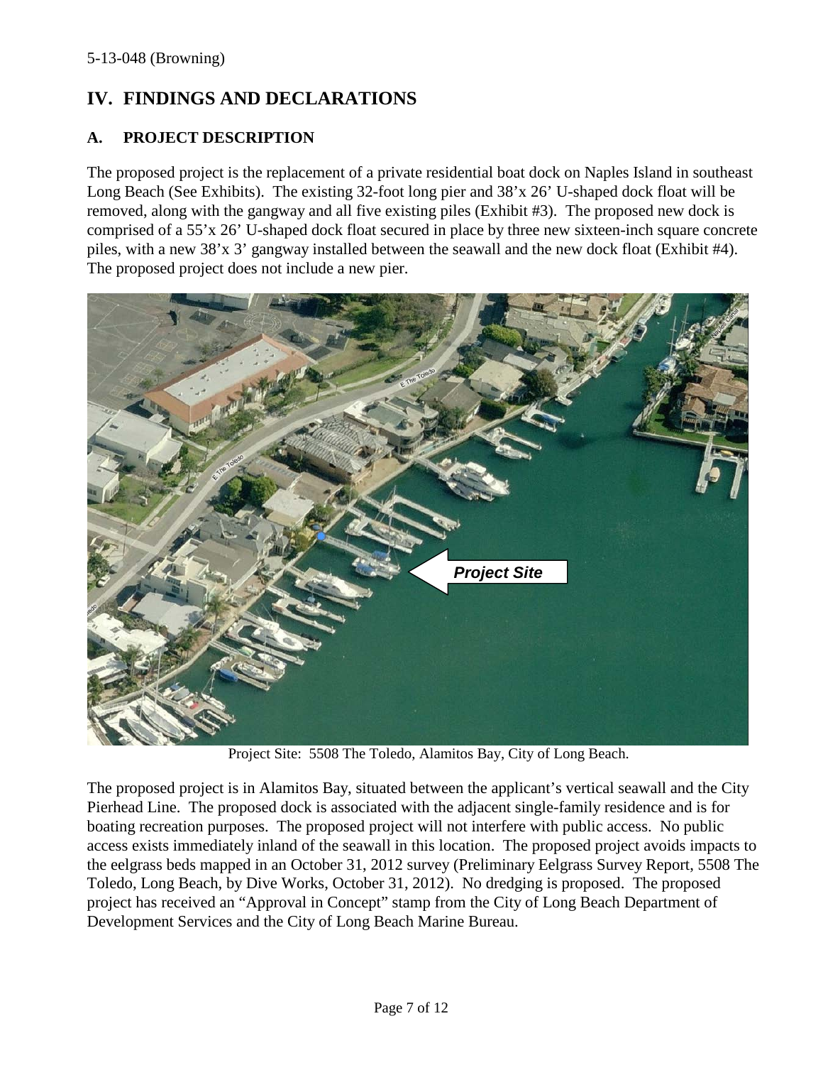## IV. FINDINGS AND DECLARATIONS

### A. PROJECT DESCRIPTION

The proposed project is the replacement of a private residential boat dock on Naples Island in southeast Long Beach (See Exhibits). The existing 32-foot long pier and 38'x 26' U-shaped dock float will be removed, along with the gangway and all five existing piles (Exhibit #3). The proposed new dock is comprised of a 55'x 26' U-shaped dock float secured in place by three new sixteen-inch square concrete piles, with a new 38'x 3' gangway installed between the seawall and the new dock float (Exhibit #4). The proposed project does not include a new pier.

Project Site: 5508 The Toledo, Alamitos Bay, City of Long Beach.

The proposed project is in Alamitos Bay, situated between the applicant's vertical seawall and the City Pierhead Line. The proposed dock is associated with the adjacent single-family residence and is for boating recreation purposes. The proposed project will not interfere with public access. No public access exists immediately inland of the seawall in this location. The proposed project avoids impacts to the eelgrass beds mapped in an October 31, 2012 survey (Preliminary Eelgrass Survey Report, 5508 The Toledo, Long Beach, by Dive Works, October 31, 2012). No dredging is proposed. The proposed project has received an "Approval in Concept" stamp from the City of Long Beach Department of Development Services and the City of Long Beach Marine Bureau.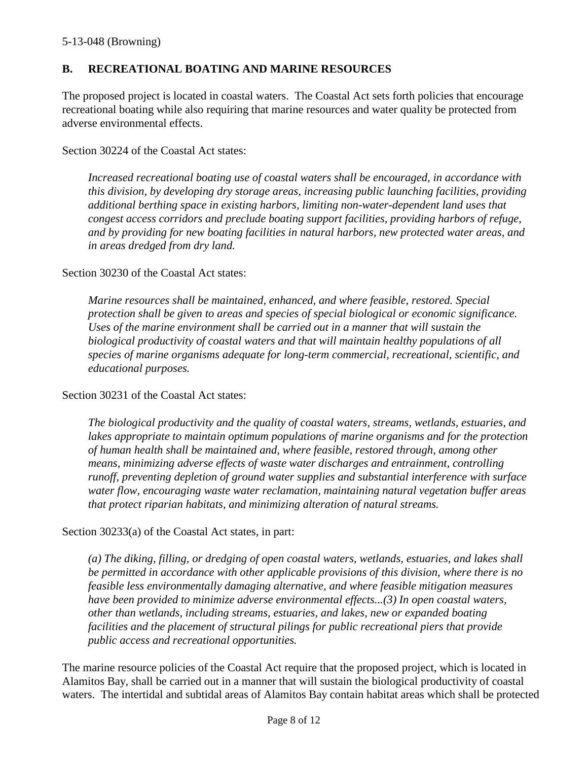## B. RECREATIONAL BOATING AND MARINE RESOURCES

The proposed project is located in coastal waters. The Coastal Act sets forth policies that encourage recreational boating while also requiring that marine resources and water quality be protected from adverse environmental effects.

Section 30224 of the Coastal Act states:

> *Increased recreational boating use of coastal waters shall be encouraged, in accordance with this division, by developing dry storage areas, increasing public launching facilities, providing additional berthing space in existing harbors, limiting non-water-dependent land uses that congest access corridors and preclude boating support facilities, providing harbors of refuge, and by providing for new boating facilities in natural harbors, new protected water areas, and in areas dredged from dry land.*

Section 30230 of the Coastal Act states:

> *Marine resources shall be maintained, enhanced, and where feasible, restored. Special protection shall be given to areas and species of special biological or economic significance. Uses of the marine environment shall be carried out in a manner that will sustain the biological productivity of coastal waters and that will maintain healthy populations of all species of marine organisms adequate for long-term commercial, recreational, scientific, and educational purposes.*

Section 30231 of the Coastal Act states:

> *The biological productivity and the quality of coastal waters, streams, wetlands, estuaries, and lakes appropriate to maintain optimum populations of marine organisms and for the protection of human health shall be maintained and, where feasible, restored through, among other means, minimizing adverse effects of waste water discharges and entrainment, controlling runoff, preventing depletion of ground water supplies and substantial interference with surface water flow, encouraging waste water reclamation, maintaining natural vegetation buffer areas that protect riparian habitats, and minimizing alteration of natural streams.*

Section 30233(a) of the Coastal Act states, in part:

> *(a) The diking, filling, or dredging of open coastal waters, wetlands, estuaries, and lakes shall be permitted in accordance with other applicable provisions of this division, where there is no feasible less environmentally damaging alternative, and where feasible mitigation measures have been provided to minimize adverse environmental effects...(3) In open coastal waters, other than wetlands, including streams, estuaries, and lakes, new or expanded boating facilities and the placement of structural pilings for public recreational piers that provide public access and recreational opportunities.*

The marine resource policies of the Coastal Act require that the proposed project, which is located in Alamitos Bay, shall be carried out in a manner that will sustain the biological productivity of coastal waters. The intertidal and subtidal areas of Alamitos Bay contain habitat areas which shall be protected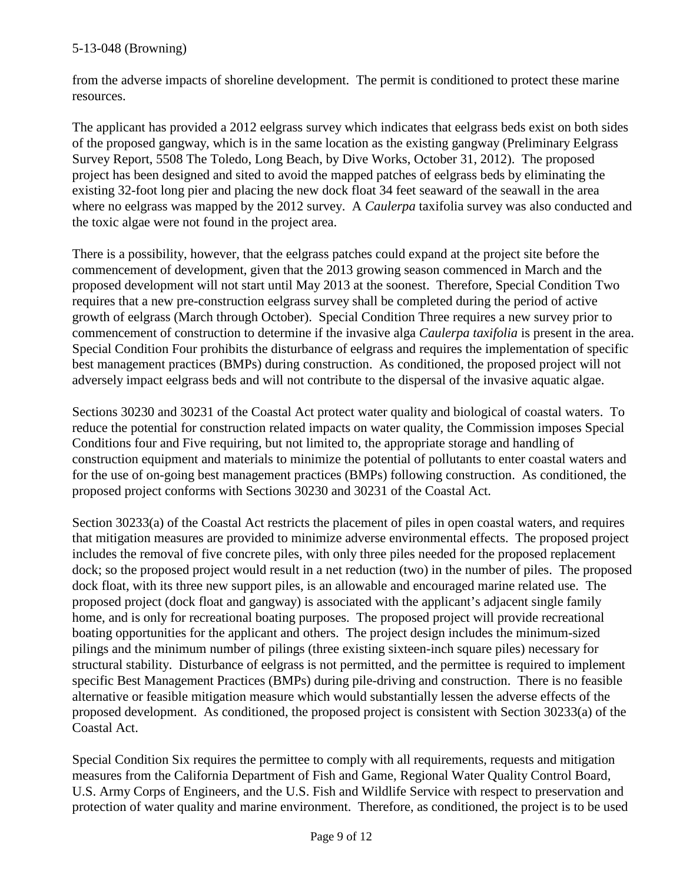from the adverse impacts of shoreline development. The permit is conditioned to protect these marine resources.

The applicant has provided a 2012 eelgrass survey which indicates that eelgrass beds exist on both sides of the proposed gangway, which is in the same location as the existing gangway (Preliminary Eelgrass Survey Report, 5508 The Toledo, Long Beach, by Dive Works, October 31, 2012). The proposed project has been designed and sited to avoid the mapped patches of eelgrass beds by eliminating the existing 32-foot long pier and placing the new dock float 34 feet seaward of the seawall in the area where no eelgrass was mapped by the 2012 survey. A *Caulerpa* taxifolia survey was also conducted and the toxic algae were not found in the project area.

There is a possibility, however, that the eelgrass patches could expand at the project site before the commencement of development, given that the 2013 growing season commenced in March and the proposed development will not start until May 2013 at the soonest. Therefore, Special Condition Two requires that a new pre-construction eelgrass survey shall be completed during the period of active growth of eelgrass (March through October). Special Condition Three requires a new survey prior to commencement of construction to determine if the invasive alga *Caulerpa taxifolia* is present in the area. Special Condition Four prohibits the disturbance of eelgrass and requires the implementation of specific best management practices (BMPs) during construction. As conditioned, the proposed project will not adversely impact eelgrass beds and will not contribute to the dispersal of the invasive aquatic algae.

Sections 30230 and 30231 of the Coastal Act protect water quality and biological of coastal waters. To reduce the potential for construction related impacts on water quality, the Commission imposes Special Conditions four and Five requiring, but not limited to, the appropriate storage and handling of construction equipment and materials to minimize the potential of pollutants to enter coastal waters and for the use of on-going best management practices (BMPs) following construction. As conditioned, the proposed project conforms with Sections 30230 and 30231 of the Coastal Act.

Section 30233(a) of the Coastal Act restricts the placement of piles in open coastal waters, and requires that mitigation measures are provided to minimize adverse environmental effects. The proposed project includes the removal of five concrete piles, with only three piles needed for the proposed replacement dock; so the proposed project would result in a net reduction (two) in the number of piles. The proposed dock float, with its three new support piles, is an allowable and encouraged marine related use. The proposed project (dock float and gangway) is associated with the applicant's adjacent single family home, and is only for recreational boating purposes. The proposed project will provide recreational boating opportunities for the applicant and others. The project design includes the minimum-sized pilings and the minimum number of pilings (three existing sixteen-inch square piles) necessary for structural stability. Disturbance of eelgrass is not permitted, and the permittee is required to implement specific Best Management Practices (BMPs) during pile-driving and construction. There is no feasible alternative or feasible mitigation measure which would substantially lessen the adverse effects of the proposed development. As conditioned, the proposed project is consistent with Section 30233(a) of the Coastal Act.

Special Condition Six requires the permittee to comply with all requirements, requests and mitigation measures from the California Department of Fish and Game, Regional Water Quality Control Board, U.S. Army Corps of Engineers, and the U.S. Fish and Wildlife Service with respect to preservation and protection of water quality and marine environment. Therefore, as conditioned, the project is to be used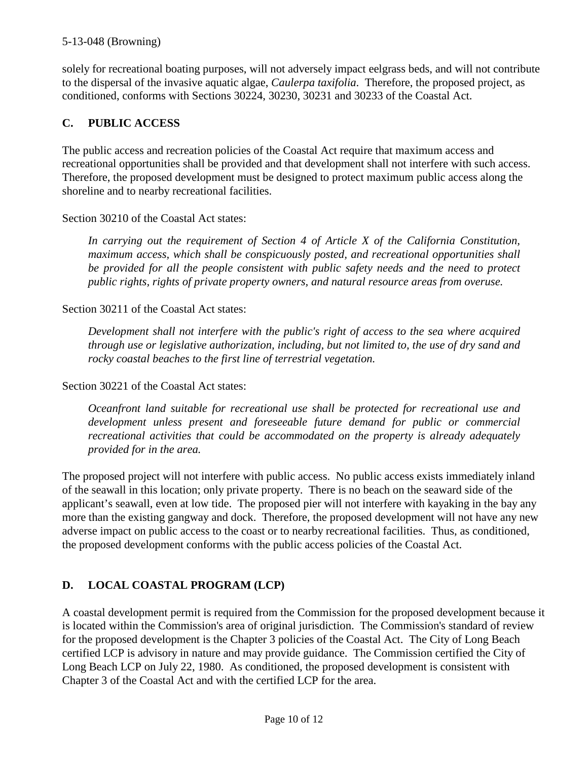solely for recreational boating purposes, will not adversely impact eelgrass beds, and will not contribute to the dispersal of the invasive aquatic algae, *Caulerpa taxifolia*. Therefore, the proposed project, as conditioned, conforms with Sections 30224, 30230, 30231 and 30233 of the Coastal Act.

## C. PUBLIC ACCESS

The public access and recreation policies of the Coastal Act require that maximum access and recreational opportunities shall be provided and that development shall not interfere with such access. Therefore, the proposed development must be designed to protect maximum public access along the shoreline and to nearby recreational facilities.

Section 30210 of the Coastal Act states:

> *In carrying out the requirement of Section 4 of Article X of the California Constitution, maximum access, which shall be conspicuously posted, and recreational opportunities shall be provided for all the people consistent with public safety needs and the need to protect public rights, rights of private property owners, and natural resource areas from overuse.*

Section 30211 of the Coastal Act states:

> *Development shall not interfere with the public's right of access to the sea where acquired through use or legislative authorization, including, but not limited to, the use of dry sand and rocky coastal beaches to the first line of terrestrial vegetation.*

Section 30221 of the Coastal Act states:

> *Oceanfront land suitable for recreational use shall be protected for recreational use and development unless present and foreseeable future demand for public or commercial recreational activities that could be accommodated on the property is already adequately provided for in the area.*

The proposed project will not interfere with public access. No public access exists immediately inland of the seawall in this location; only private property. There is no beach on the seaward side of the applicant's seawall, even at low tide. The proposed pier will not interfere with kayaking in the bay any more than the existing gangway and dock. Therefore, the proposed development will not have any new adverse impact on public access to the coast or to nearby recreational facilities. Thus, as conditioned, the proposed development conforms with the public access policies of the Coastal Act.

## D. LOCAL COASTAL PROGRAM (LCP)

A coastal development permit is required from the Commission for the proposed development because it is located within the Commission's area of original jurisdiction. The Commission's standard of review for the proposed development is the Chapter 3 policies of the Coastal Act. The City of Long Beach certified LCP is advisory in nature and may provide guidance. The Commission certified the City of Long Beach LCP on July 22, 1980. As conditioned, the proposed development is consistent with Chapter 3 of the Coastal Act and with the certified LCP for the area.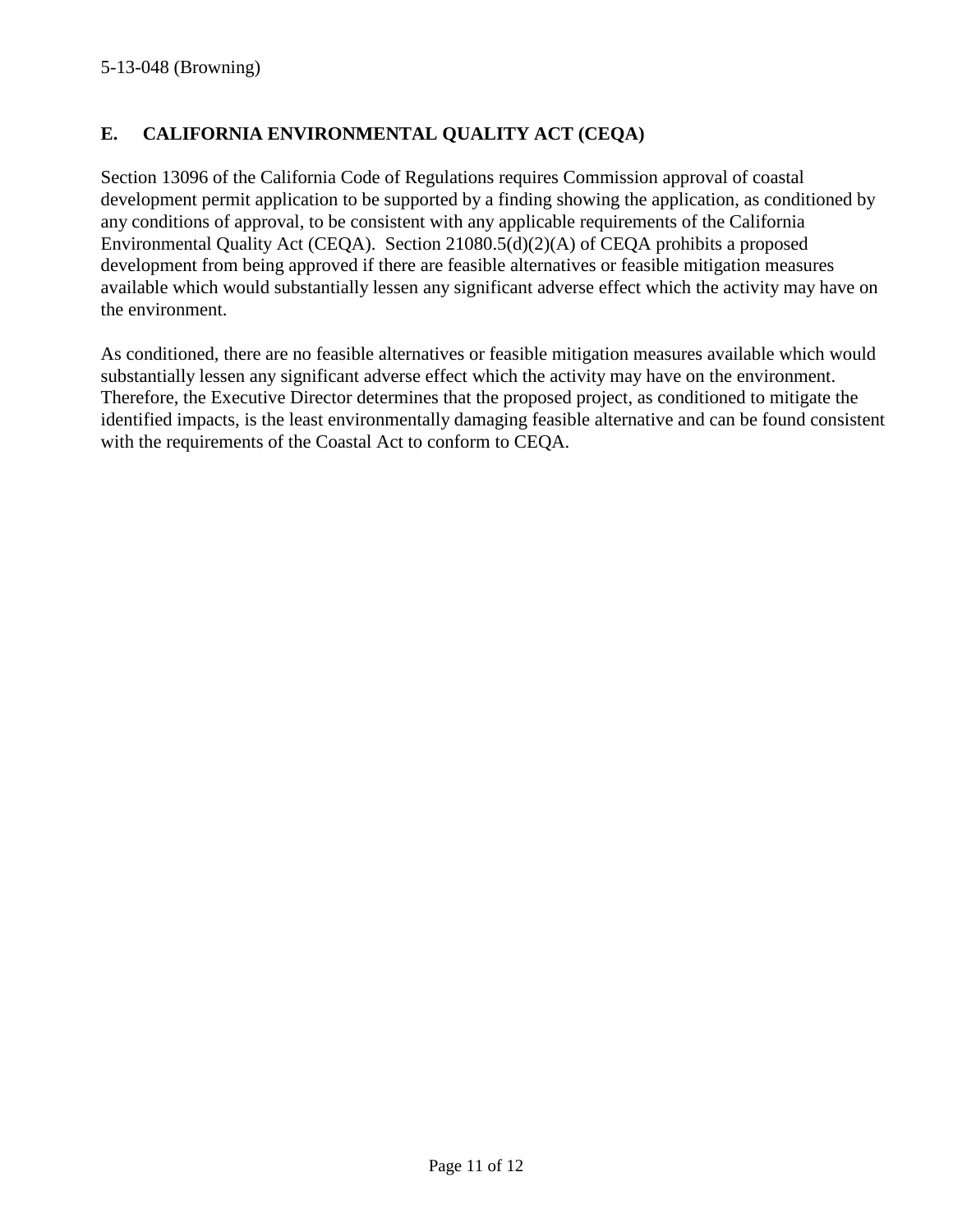## E. CALIFORNIA ENVIRONMENTAL QUALITY ACT (CEQA)

Section 13096 of the California Code of Regulations requires Commission approval of coastal development permit application to be supported by a finding showing the application, as conditioned by any conditions of approval, to be consistent with any applicable requirements of the California Environmental Quality Act (CEQA). Section 21080.5(d)(2)(A) of CEQA prohibits a proposed development from being approved if there are feasible alternatives or feasible mitigation measures available which would substantially lessen any significant adverse effect which the activity may have on the environment.

As conditioned, there are no feasible alternatives or feasible mitigation measures available which would substantially lessen any significant adverse effect which the activity may have on the environment. Therefore, the Executive Director determines that the proposed project, as conditioned to mitigate the identified impacts, is the least environmentally damaging feasible alternative and can be found consistent with the requirements of the Coastal Act to conform to CEQA.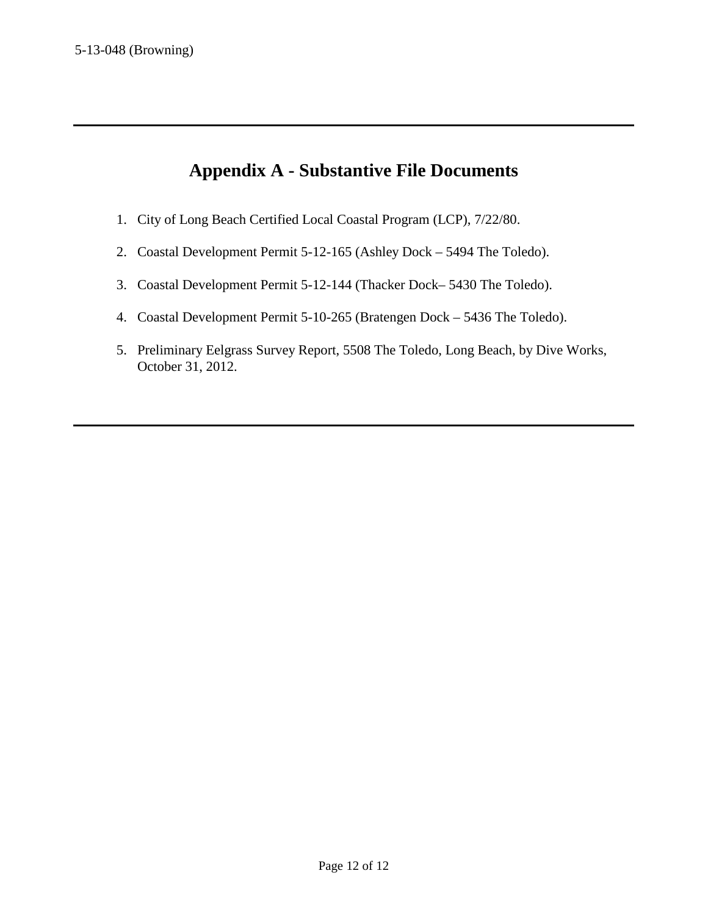# Appendix A - Substantive File Documents

1. City of Long Beach Certified Local Coastal Program (LCP), 7/22/80.

2. Coastal Development Permit 5-12-165 (Ashley Dock – 5494 The Toledo).

3. Coastal Development Permit 5-12-144 (Thacker Dock– 5430 The Toledo).

4. Coastal Development Permit 5-10-265 (Bratengen Dock – 5436 The Toledo).

5. Preliminary Eelgrass Survey Report, 5508 The Toledo, Long Beach, by Dive Works, October 31, 2012.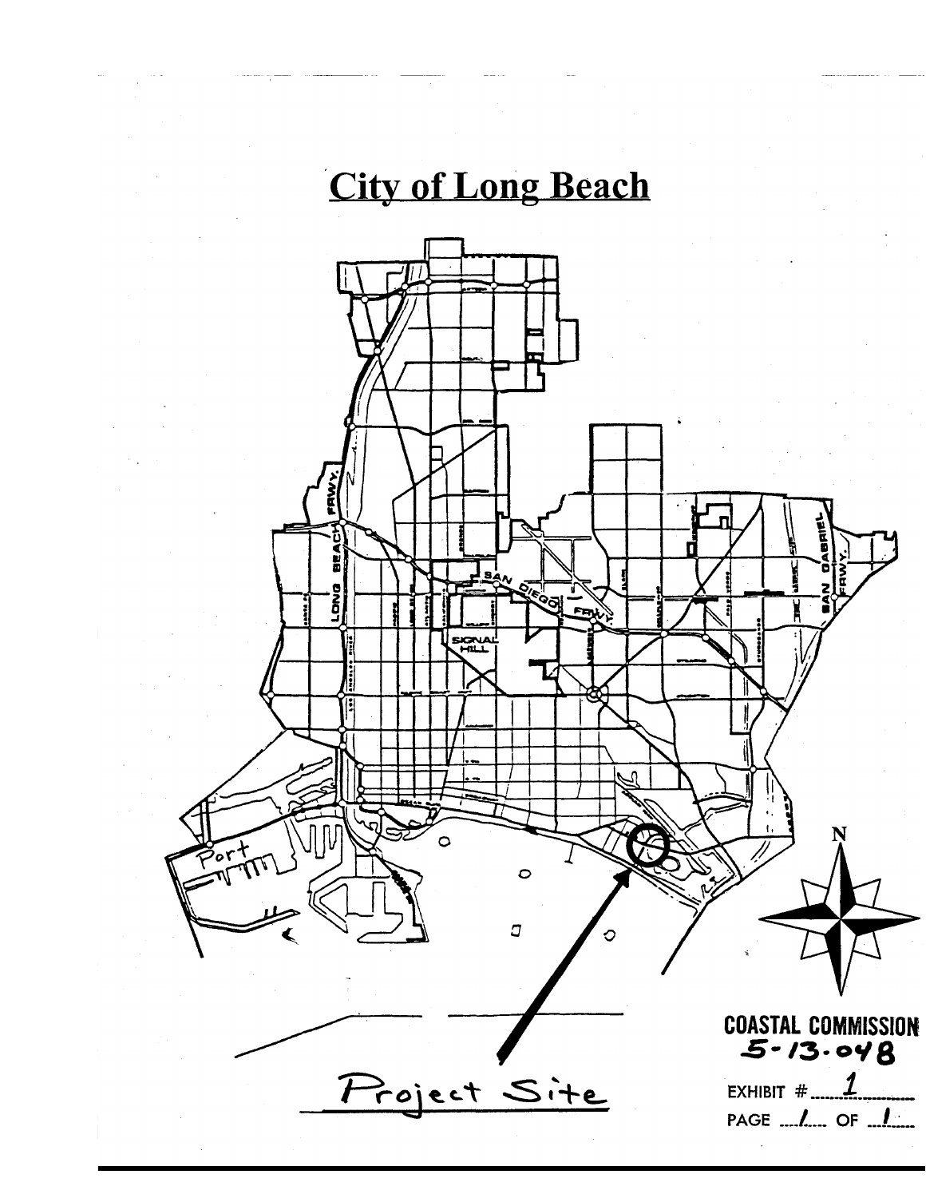# City of Long Beach

LONG BEACH FRWY.

SAN DIEGO FRWY.

SAN GABRIEL FRWY.

SIGNAL HILL

Port

N

Project Site

COASTAL COMMISSION
5-13-048

EXHIBIT # 1

PAGE 1 OF 1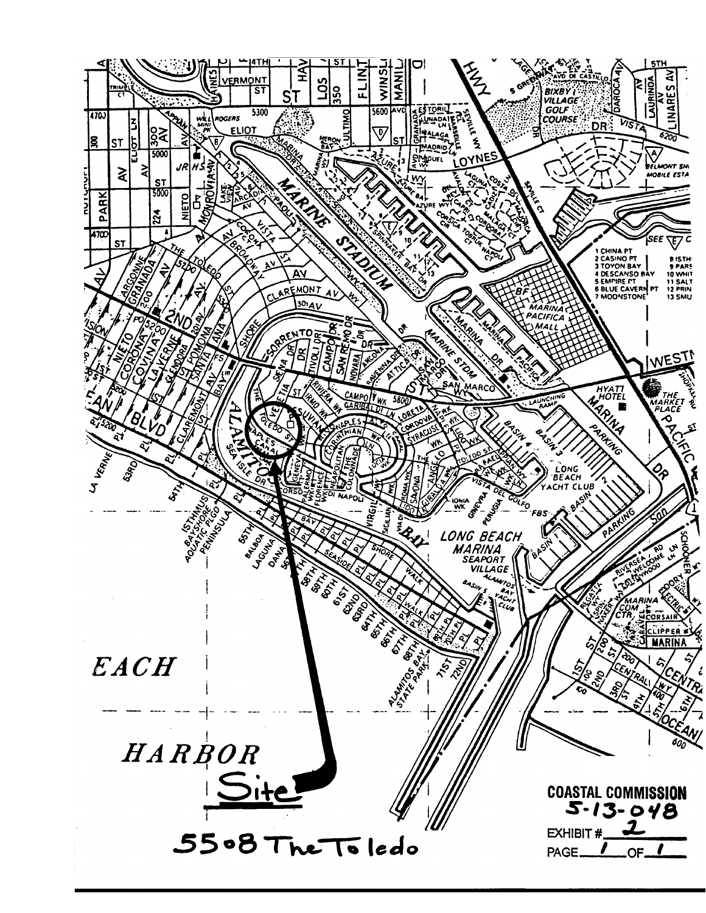Site

5508 The Toledo

**COASTAL COMMISSION**
5-13-048

EXHIBIT # 2

PAGE 1 OF 1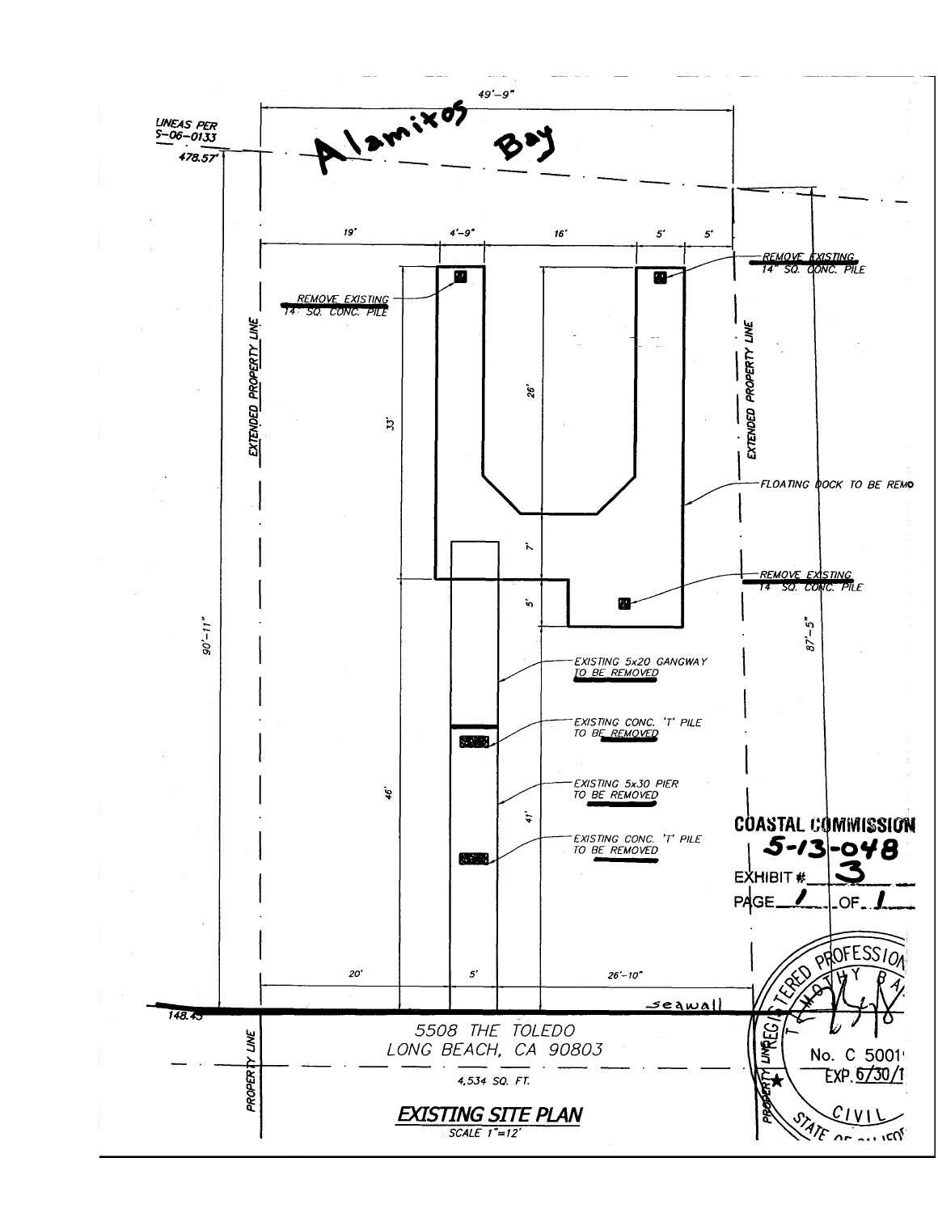Alamitos Bay

LINEAS PER 5-06-0133

478.57'

49'-9"

19' | 4'-9" | 16' | 5' | 5'

REMOVE EXISTING 14" SQ. CONC. PILE

REMOVE EXISTING 14" SQ. CONC. PILE

EXTENDED PROPERTY LINE

EXTENDED PROPERTY LINE

33'

26'

FLOATING DOCK TO BE REMO

7'

5'

REMOVE EXISTING 14" SQ. CONC. PILE

90'-11"

87'-5"

EXISTING 5x20 GANGWAY TO BE REMOVED

EXISTING CONC. 'T' PILE TO BE REMOVED

46'

EXISTING 5x30 PIER TO BE REMOVED

41'

EXISTING CONC. 'T' PILE TO BE REMOVED

COASTAL COMMISSION
5-13-048
EXHIBIT # 3
PAGE 1 OF 1

20' | 5' | 26'-10"

seawall

148.45

5508 THE TOLEDO
LONG BEACH, CA 90803

4,534 SQ. FT.

PROPERTY LINE

PROPERTY LINE

## EXISTING SITE PLAN

SCALE 1"=12'

REGISTERED PROFESSIONAL ... CIVIL ... STATE OF CALIFOR...
No. C 5001...
EXP. 6/30/1...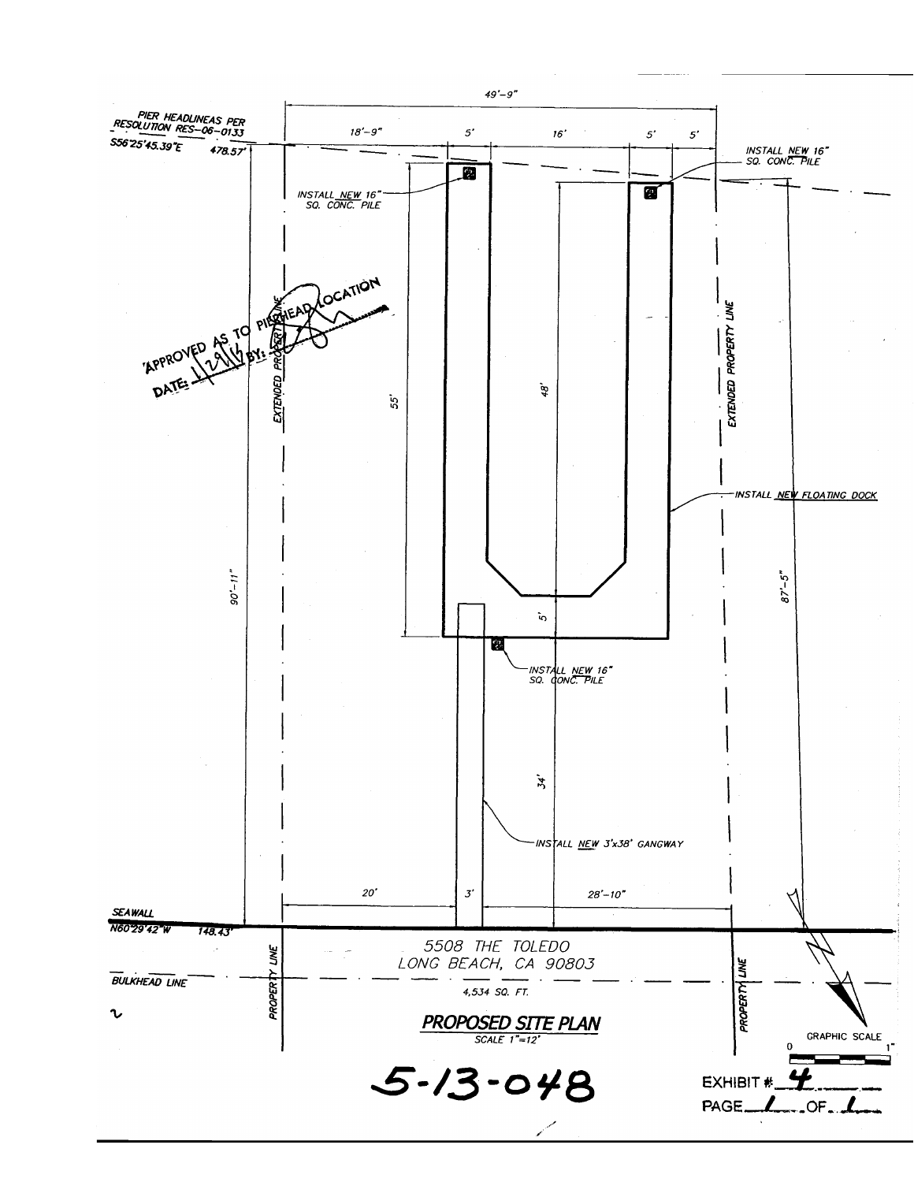49'-9"

PIER HEADLINEAS PER RESOLUTION RES-06-0133

S56°25'45.39"E 478.57'

18'-9" 5' 16' 5' 5'

INSTALL NEW 16" SQ. CONC. PILE

INSTALL NEW 16" SQ. CONC. PILE

APPROVED AS TO PIERHEAD LOCATION
DATE: 1/29/16 BY:

EXTENDED PROPERTY LINE

EXTENDED PROPERTY LINE

55'

48'

INSTALL NEW FLOATING DOCK

90'-11"

87'-5"

5'

INSTALL NEW 16" SQ. CONC. PILE

34'

INSTALL NEW 3'x38' GANGWAY

20' 3' 28'-10"

SEAWALL
N60°29'42"W 148.43'

5508 THE TOLEDO
LONG BEACH, CA 90803

BULKHEAD LINE

4,534 SQ. FT.

PROPERTY LINE

PROPERTY LINE

## PROPOSED SITE PLAN

SCALE 1"=12'

GRAPHIC SCALE
0 1"

5-13-048

EXHIBIT # 4
PAGE 1 OF 1